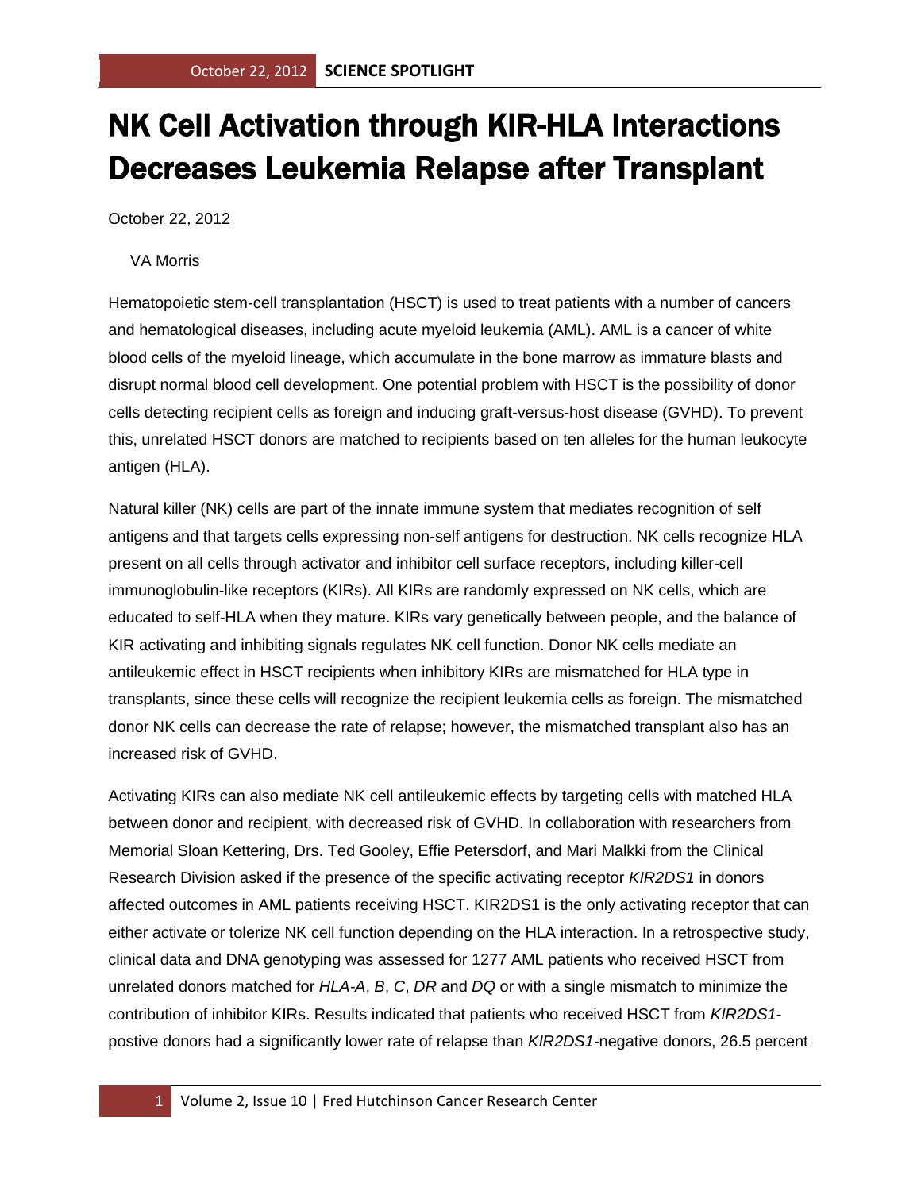# NK Cell Activation through KIR-HLA Interactions Decreases Leukemia Relapse after Transplant

October 22, 2012

VA Morris

Hematopoietic stem-cell transplantation (HSCT) is used to treat patients with a number of cancers and hematological diseases, including acute myeloid leukemia (AML). AML is a cancer of white blood cells of the myeloid lineage, which accumulate in the bone marrow as immature blasts and disrupt normal blood cell development. One potential problem with HSCT is the possibility of donor cells detecting recipient cells as foreign and inducing graft-versus-host disease (GVHD). To prevent this, unrelated HSCT donors are matched to recipients based on ten alleles for the human leukocyte antigen (HLA).

Natural killer (NK) cells are part of the innate immune system that mediates recognition of self antigens and that targets cells expressing non-self antigens for destruction. NK cells recognize HLA present on all cells through activator and inhibitor cell surface receptors, including killer-cell immunoglobulin-like receptors (KIRs). All KIRs are randomly expressed on NK cells, which are educated to self-HLA when they mature. KIRs vary genetically between people, and the balance of KIR activating and inhibiting signals regulates NK cell function. Donor NK cells mediate an antileukemic effect in HSCT recipients when inhibitory KIRs are mismatched for HLA type in transplants, since these cells will recognize the recipient leukemia cells as foreign. The mismatched donor NK cells can decrease the rate of relapse; however, the mismatched transplant also has an increased risk of GVHD.

Activating KIRs can also mediate NK cell antileukemic effects by targeting cells with matched HLA between donor and recipient, with decreased risk of GVHD. In collaboration with researchers from Memorial Sloan Kettering, Drs. Ted Gooley, Effie Petersdorf, and Mari Malkki from the Clinical Research Division asked if the presence of the specific activating receptor *KIR2DS1* in donors affected outcomes in AML patients receiving HSCT. KIR2DS1 is the only activating receptor that can either activate or tolerize NK cell function depending on the HLA interaction. In a retrospective study, clinical data and DNA genotyping was assessed for 1277 AML patients who received HSCT from unrelated donors matched for *HLA-A*, *B*, *C*, *DR* and *DQ* or with a single mismatch to minimize the contribution of inhibitor KIRs. Results indicated that patients who received HSCT from *KIR2DS1*-postive donors had a significantly lower rate of relapse than *KIR2DS1*-negative donors, 26.5 percent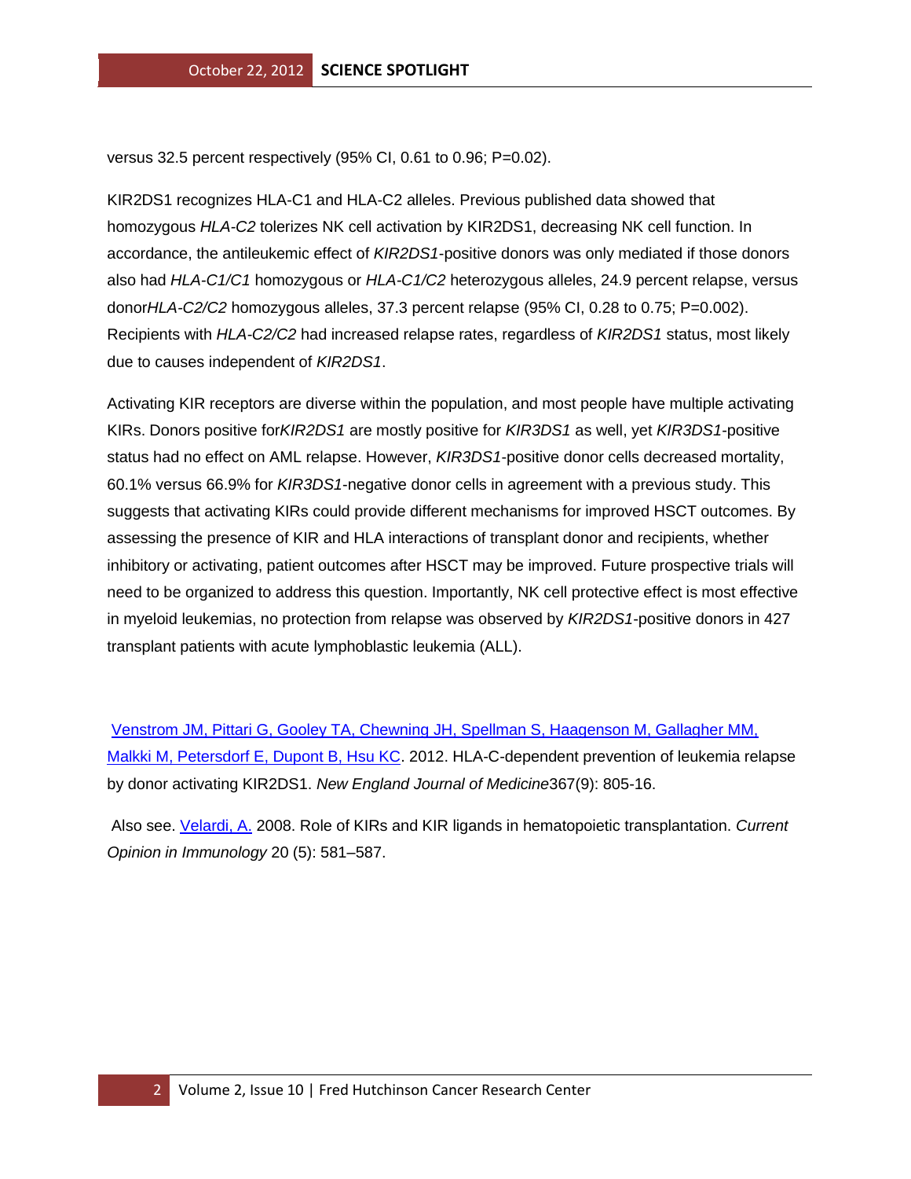versus 32.5 percent respectively (95% CI, 0.61 to 0.96; P=0.02).

KIR2DS1 recognizes HLA-C1 and HLA-C2 alleles. Previous published data showed that homozygous *HLA-C2* tolerizes NK cell activation by KIR2DS1, decreasing NK cell function. In accordance, the antileukemic effect of *KIR2DS1*-positive donors was only mediated if those donors also had *HLA-C1/C1* homozygous or *HLA-C1/C2* heterozygous alleles, 24.9 percent relapse, versus donor*HLA-C2/C2* homozygous alleles, 37.3 percent relapse (95% CI, 0.28 to 0.75; P=0.002). Recipients with *HLA-C2/C2* had increased relapse rates, regardless of *KIR2DS1* status, most likely due to causes independent of *KIR2DS1*.

Activating KIR receptors are diverse within the population, and most people have multiple activating KIRs. Donors positive for*KIR2DS1* are mostly positive for *KIR3DS1* as well, yet *KIR3DS1*-positive status had no effect on AML relapse. However, *KIR3DS1*-positive donor cells decreased mortality, 60.1% versus 66.9% for *KIR3DS1*-negative donor cells in agreement with a previous study. This suggests that activating KIRs could provide different mechanisms for improved HSCT outcomes. By assessing the presence of KIR and HLA interactions of transplant donor and recipients, whether inhibitory or activating, patient outcomes after HSCT may be improved. Future prospective trials will need to be organized to address this question. Importantly, NK cell protective effect is most effective in myeloid leukemias, no protection from relapse was observed by *KIR2DS1*-positive donors in 427 transplant patients with acute lymphoblastic leukemia (ALL).

Venstrom JM, Pittari G, Gooley TA, Chewning JH, Spellman S, Haagenson M, Gallagher MM, Malkki M, Petersdorf E, Dupont B, Hsu KC. 2012. HLA-C-dependent prevention of leukemia relapse by donor activating KIR2DS1. *New England Journal of Medicine*367(9): 805-16.

Also see. Velardi, A. 2008. Role of KIRs and KIR ligands in hematopoietic transplantation. *Current Opinion in Immunology* 20 (5): 581–587.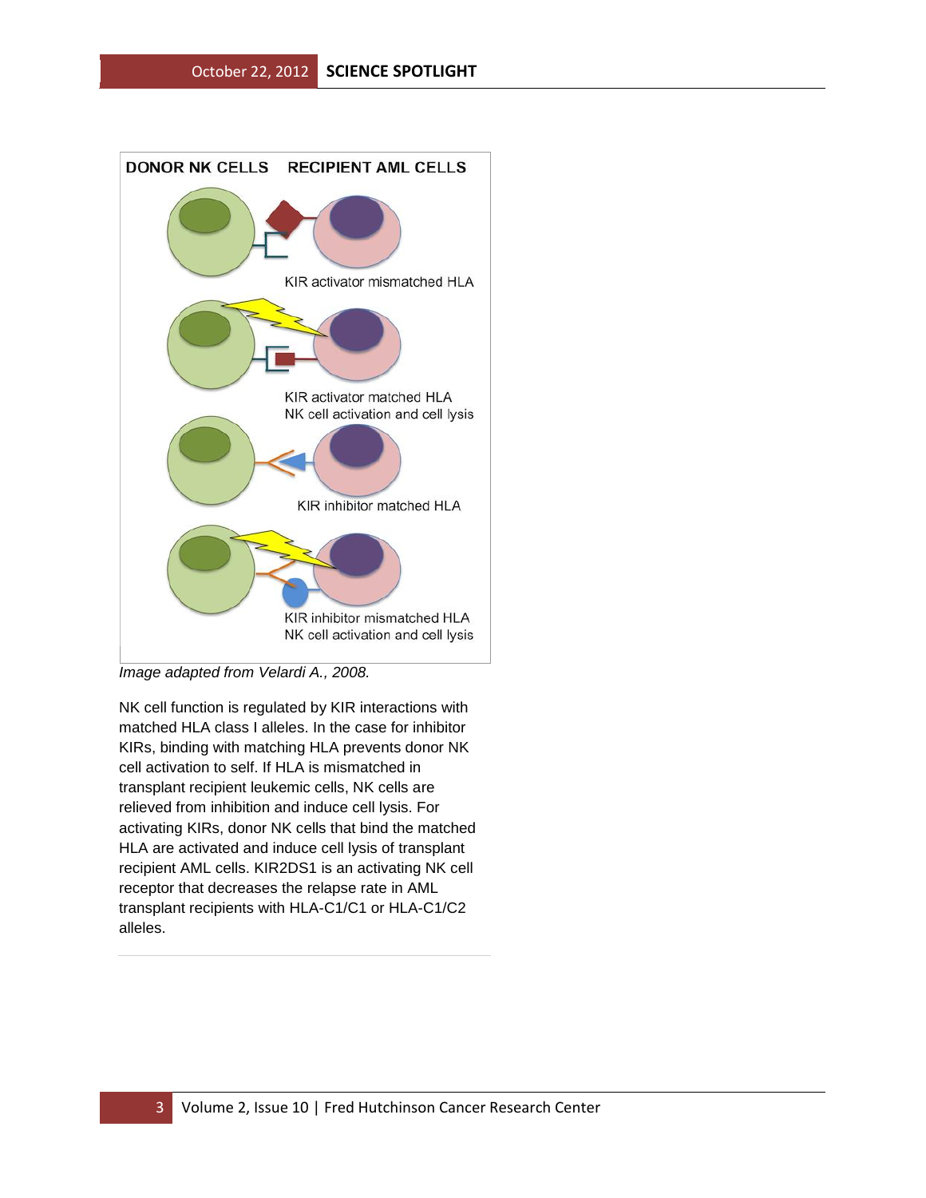DONOR NK CELLS RECIPIENT AML CELLS

KIR activator mismatched HLA

KIR activator matched HLA
NK cell activation and cell lysis

KIR inhibitor matched HLA

KIR inhibitor mismatched HLA
NK cell activation and cell lysis

*Image adapted from Velardi A., 2008.*

NK cell function is regulated by KIR interactions with matched HLA class I alleles. In the case for inhibitor KIRs, binding with matching HLA prevents donor NK cell activation to self. If HLA is mismatched in transplant recipient leukemic cells, NK cells are relieved from inhibition and induce cell lysis. For activating KIRs, donor NK cells that bind the matched HLA are activated and induce cell lysis of transplant recipient AML cells. KIR2DS1 is an activating NK cell receptor that decreases the relapse rate in AML transplant recipients with HLA-C1/C1 or HLA-C1/C2 alleles.